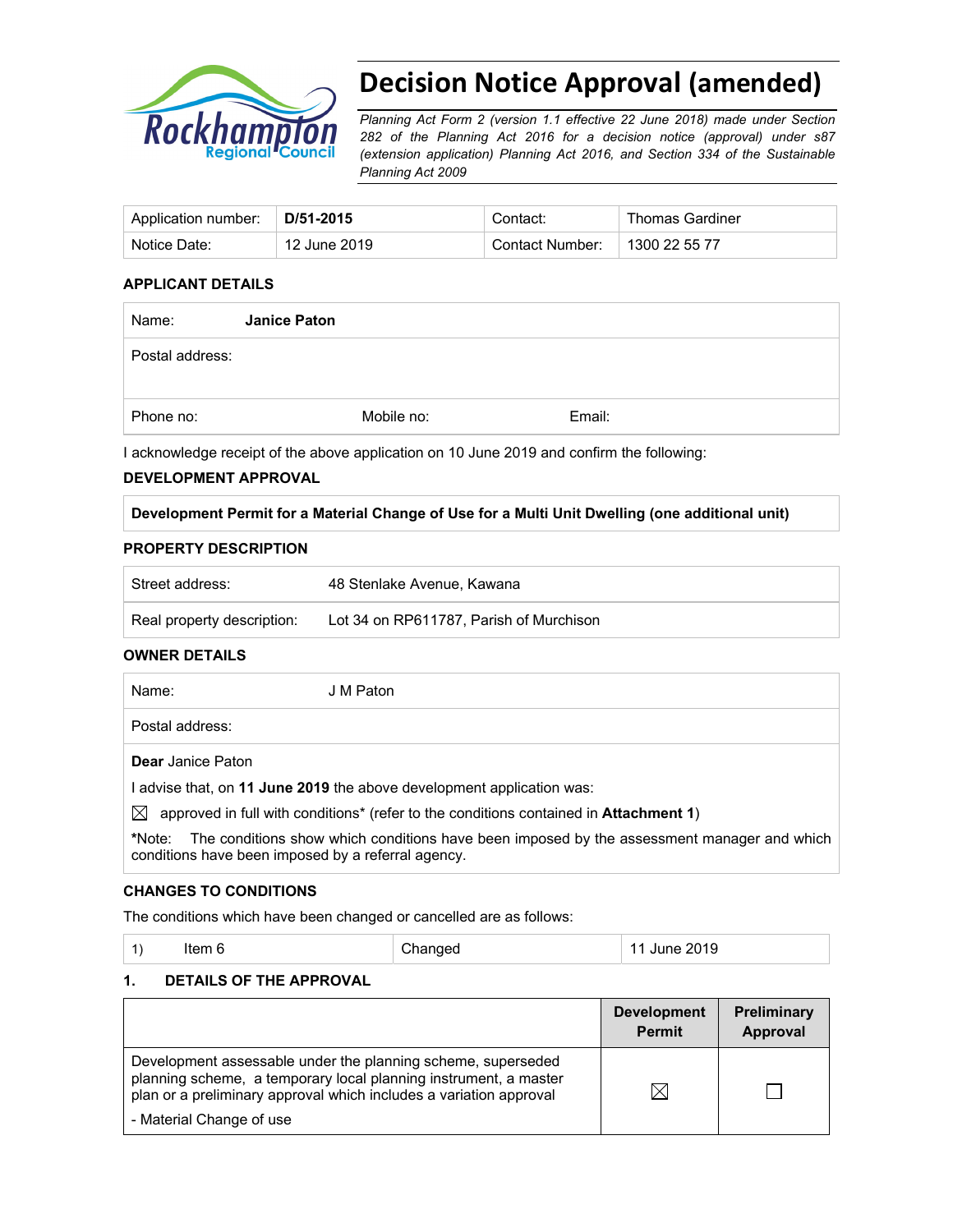# Decision Notice Approval (amended)

*Planning Act Form 2 (version 1.1 effective 22 June 2018) made under Section 282 of the Planning Act 2016 for a decision notice (approval) under s87 (extension application) Planning Act 2016, and Section 334 of the Sustainable Planning Act 2009*

| Application number: | **D/51-2015** | Contact: | Thomas Gardiner |
|---|---|---|---|
| Notice Date: | 12 June 2019 | Contact Number: | 1300 22 55 77 |

**APPLICANT DETAILS**

| Name: | **Janice Paton** | |
|---|---|---|
| Postal address: | | |
| Phone no: | Mobile no: | Email: |

I acknowledge receipt of the above application on 10 June 2019 and confirm the following:

**DEVELOPMENT APPROVAL**

**Development Permit for a Material Change of Use for a Multi Unit Dwelling (one additional unit)**

**PROPERTY DESCRIPTION**

| Street address: | 48 Stenlake Avenue, Kawana |
|---|---|
| Real property description: | Lot 34 on RP611787, Parish of Murchison |

**OWNER DETAILS**

| Name: | J M Paton |
|---|---|
| Postal address: | |

**Dear** Janice Paton

I advise that, on **11 June 2019** the above development application was:

☒ approved in full with conditions* (refer to the conditions contained in **Attachment 1**)

***Note:** The conditions show which conditions have been imposed by the assessment manager and which conditions have been imposed by a referral agency.

**CHANGES TO CONDITIONS**

The conditions which have been changed or cancelled are as follows:

| 1) | Item 6 | Changed | 11 June 2019 |
|---|---|---|---|

## 1. DETAILS OF THE APPROVAL

| | Development Permit | Preliminary Approval |
|---|---|---|
| Development assessable under the planning scheme, superseded planning scheme, a temporary local planning instrument, a master plan or a preliminary approval which includes a variation approval<br>- Material Change of use | ☒ | ☐ |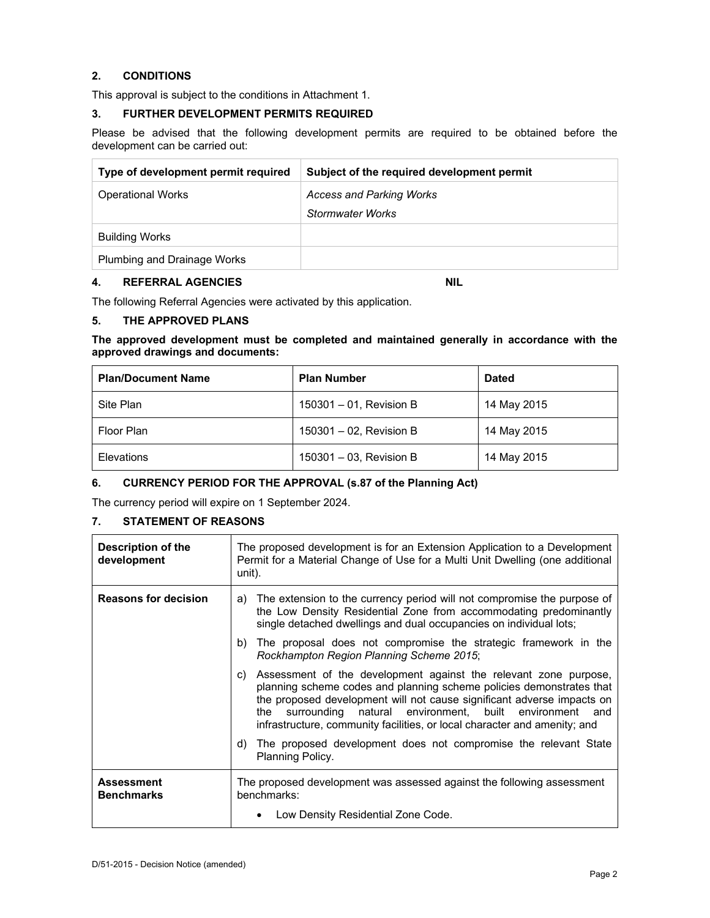## 2. CONDITIONS

This approval is subject to the conditions in Attachment 1.

## 3. FURTHER DEVELOPMENT PERMITS REQUIRED

Please be advised that the following development permits are required to be obtained before the development can be carried out:

| Type of development permit required | Subject of the required development permit |
|---|---|
| Operational Works | *Access and Parking Works*<br>*Stormwater Works* |
| Building Works | |
| Plumbing and Drainage Works | |

## 4. REFERRAL AGENCIES NIL

The following Referral Agencies were activated by this application.

## 5. THE APPROVED PLANS

**The approved development must be completed and maintained generally in accordance with the approved drawings and documents:**

| Plan/Document Name | Plan Number | Dated |
|---|---|---|
| Site Plan | 150301 – 01, Revision B | 14 May 2015 |
| Floor Plan | 150301 – 02, Revision B | 14 May 2015 |
| Elevations | 150301 – 03, Revision B | 14 May 2015 |

## 6. CURRENCY PERIOD FOR THE APPROVAL (s.87 of the Planning Act)

The currency period will expire on 1 September 2024.

## 7. STATEMENT OF REASONS

| | |
|---|---|
| **Description of the development** | The proposed development is for an Extension Application to a Development Permit for a Material Change of Use for a Multi Unit Dwelling (one additional unit). |
| **Reasons for decision** | a) The extension to the currency period will not compromise the purpose of the Low Density Residential Zone from accommodating predominantly single detached dwellings and dual occupancies on individual lots;<br>b) The proposal does not compromise the strategic framework in the *Rockhampton Region Planning Scheme 2015*;<br>c) Assessment of the development against the relevant zone purpose, planning scheme codes and planning scheme policies demonstrates that the proposed development will not cause significant adverse impacts on the surrounding natural environment, built environment and infrastructure, community facilities, or local character and amenity; and<br>d) The proposed development does not compromise the relevant State Planning Policy. |
| **Assessment Benchmarks** | The proposed development was assessed against the following assessment benchmarks:<br>• Low Density Residential Zone Code. |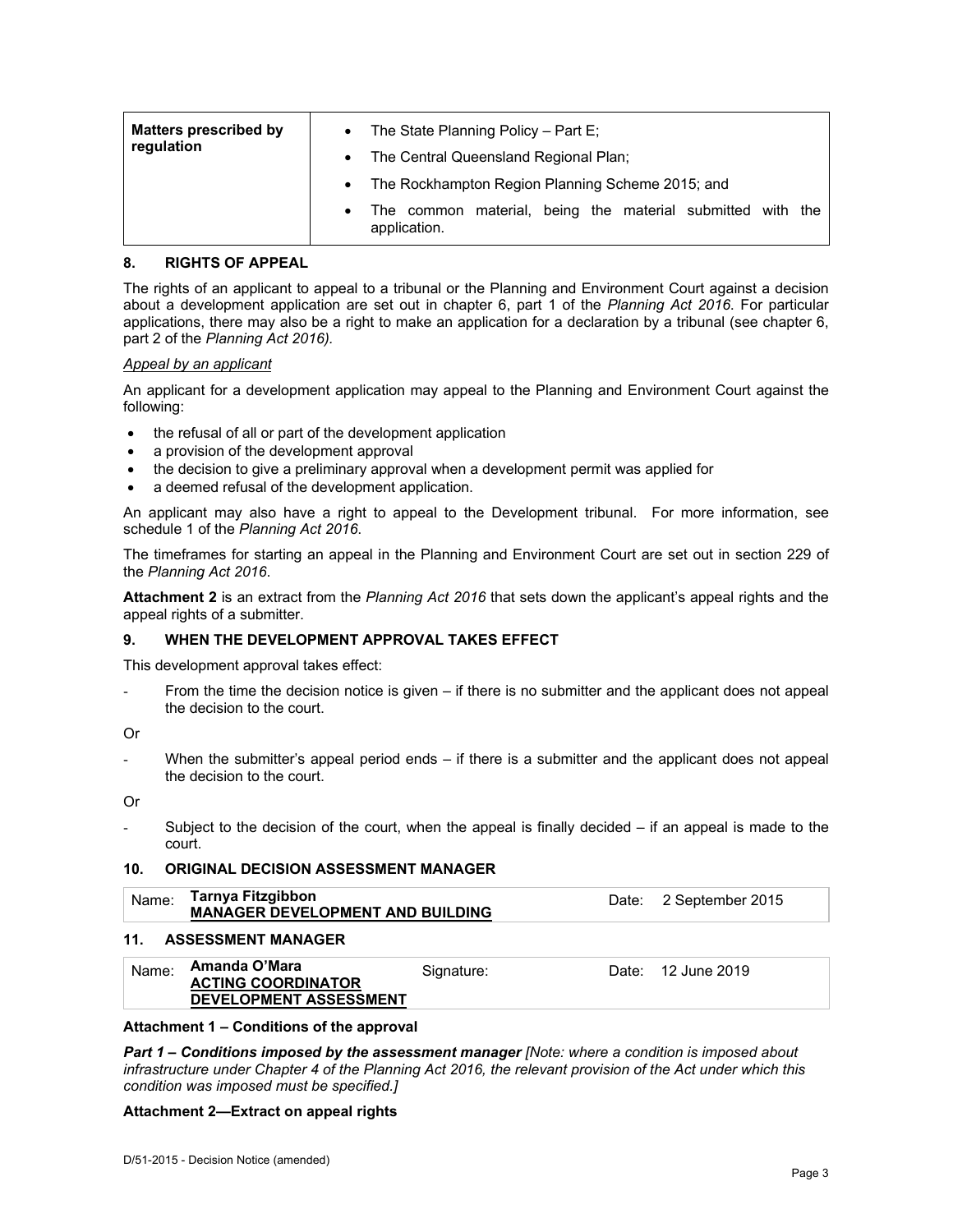| Matters prescribed by regulation | • The State Planning Policy – Part E;<br>• The Central Queensland Regional Plan;<br>• The Rockhampton Region Planning Scheme 2015; and<br>• The common material, being the material submitted with the application. |
|---|---|

## 8. RIGHTS OF APPEAL

The rights of an applicant to appeal to a tribunal or the Planning and Environment Court against a decision about a development application are set out in chapter 6, part 1 of the *Planning Act 2016*. For particular applications, there may also be a right to make an application for a declaration by a tribunal (see chapter 6, part 2 of the *Planning Act 2016).*

*Appeal by an applicant*

An applicant for a development application may appeal to the Planning and Environment Court against the following:

- the refusal of all or part of the development application
- a provision of the development approval
- the decision to give a preliminary approval when a development permit was applied for
- a deemed refusal of the development application.

An applicant may also have a right to appeal to the Development tribunal. For more information, see schedule 1 of the *Planning Act 2016*.

The timeframes for starting an appeal in the Planning and Environment Court are set out in section 229 of the *Planning Act 2016*.

**Attachment 2** is an extract from the *Planning Act 2016* that sets down the applicant's appeal rights and the appeal rights of a submitter.

## 9. WHEN THE DEVELOPMENT APPROVAL TAKES EFFECT

This development approval takes effect:

- From the time the decision notice is given – if there is no submitter and the applicant does not appeal the decision to the court.

Or

- When the submitter's appeal period ends – if there is a submitter and the applicant does not appeal the decision to the court.

Or

- Subject to the decision of the court, when the appeal is finally decided – if an appeal is made to the court.

## 10. ORIGINAL DECISION ASSESSMENT MANAGER

| Name: | **Tarnya Fitzgibbon**<br>**MANAGER DEVELOPMENT AND BUILDING** | Date: | 2 September 2015 |
|---|---|---|---|

## 11. ASSESSMENT MANAGER

| Name: | **Amanda O'Mara**<br>**ACTING COORDINATOR DEVELOPMENT ASSESSMENT** | Signature: | | Date: | 12 June 2019 |
|---|---|---|---|---|---|

**Attachment 1 – Conditions of the approval**

***Part 1 – Conditions imposed by the assessment manager*** *[Note: where a condition is imposed about infrastructure under Chapter 4 of the Planning Act 2016, the relevant provision of the Act under which this condition was imposed must be specified.]*

**Attachment 2—Extract on appeal rights**

D/51-2015 - Decision Notice (amended)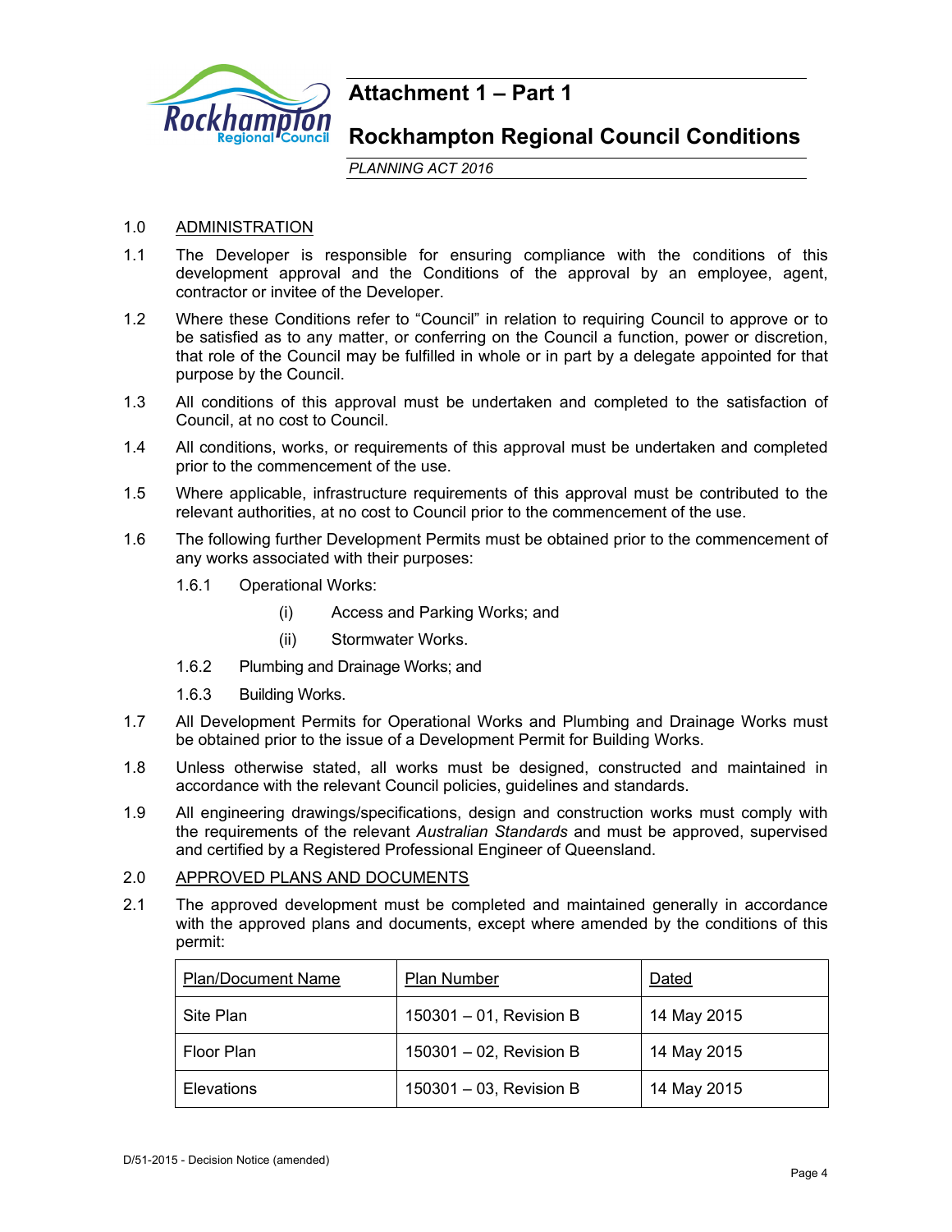# Attachment 1 – Part 1

## Rockhampton Regional Council Conditions

*PLANNING ACT 2016*

1.0 ADMINISTRATION

1.1 The Developer is responsible for ensuring compliance with the conditions of this development approval and the Conditions of the approval by an employee, agent, contractor or invitee of the Developer.

1.2 Where these Conditions refer to “Council” in relation to requiring Council to approve or to be satisfied as to any matter, or conferring on the Council a function, power or discretion, that role of the Council may be fulfilled in whole or in part by a delegate appointed for that purpose by the Council.

1.3 All conditions of this approval must be undertaken and completed to the satisfaction of Council, at no cost to Council.

1.4 All conditions, works, or requirements of this approval must be undertaken and completed prior to the commencement of the use.

1.5 Where applicable, infrastructure requirements of this approval must be contributed to the relevant authorities, at no cost to Council prior to the commencement of the use.

1.6 The following further Development Permits must be obtained prior to the commencement of any works associated with their purposes:

1.6.1 Operational Works:

(i) Access and Parking Works; and

(ii) Stormwater Works.

1.6.2 Plumbing and Drainage Works; and

1.6.3 Building Works.

1.7 All Development Permits for Operational Works and Plumbing and Drainage Works must be obtained prior to the issue of a Development Permit for Building Works.

1.8 Unless otherwise stated, all works must be designed, constructed and maintained in accordance with the relevant Council policies, guidelines and standards.

1.9 All engineering drawings/specifications, design and construction works must comply with the requirements of the relevant *Australian Standards* and must be approved, supervised and certified by a Registered Professional Engineer of Queensland.

2.0 APPROVED PLANS AND DOCUMENTS

2.1 The approved development must be completed and maintained generally in accordance with the approved plans and documents, except where amended by the conditions of this permit:

| Plan/Document Name | Plan Number | Dated |
|---|---|---|
| Site Plan | 150301 – 01, Revision B | 14 May 2015 |
| Floor Plan | 150301 – 02, Revision B | 14 May 2015 |
| Elevations | 150301 – 03, Revision B | 14 May 2015 |

D/51-2015 - Decision Notice (amended)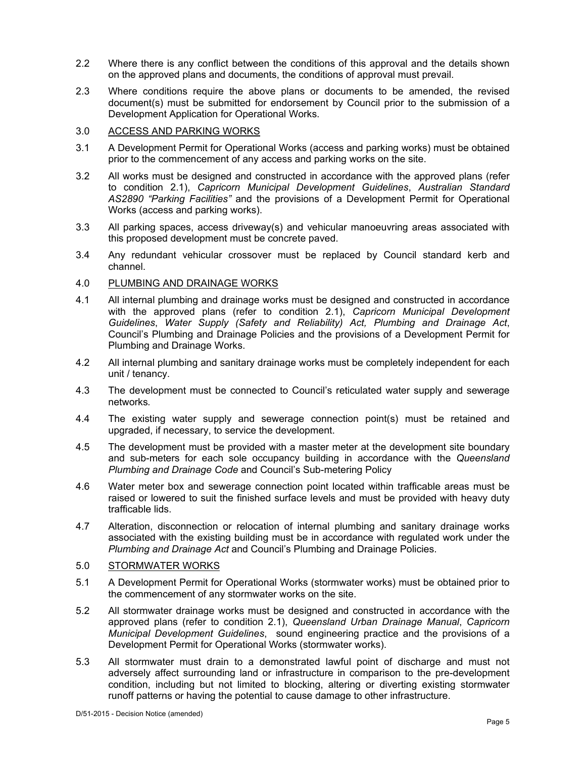2.2 Where there is any conflict between the conditions of this approval and the details shown on the approved plans and documents, the conditions of approval must prevail.

2.3 Where conditions require the above plans or documents to be amended, the revised document(s) must be submitted for endorsement by Council prior to the submission of a Development Application for Operational Works.

3.0 <u>ACCESS AND PARKING WORKS</u>

3.1 A Development Permit for Operational Works (access and parking works) must be obtained prior to the commencement of any access and parking works on the site.

3.2 All works must be designed and constructed in accordance with the approved plans (refer to condition 2.1), *Capricorn Municipal Development Guidelines*, *Australian Standard AS2890 "Parking Facilities"* and the provisions of a Development Permit for Operational Works (access and parking works).

3.3 All parking spaces, access driveway(s) and vehicular manoeuvring areas associated with this proposed development must be concrete paved.

3.4 Any redundant vehicular crossover must be replaced by Council standard kerb and channel.

4.0 <u>PLUMBING AND DRAINAGE WORKS</u>

4.1 All internal plumbing and drainage works must be designed and constructed in accordance with the approved plans (refer to condition 2.1), *Capricorn Municipal Development Guidelines*, *Water Supply (Safety and Reliability) Act, Plumbing and Drainage Act*, Council's Plumbing and Drainage Policies and the provisions of a Development Permit for Plumbing and Drainage Works.

4.2 All internal plumbing and sanitary drainage works must be completely independent for each unit / tenancy.

4.3 The development must be connected to Council's reticulated water supply and sewerage networks.

4.4 The existing water supply and sewerage connection point(s) must be retained and upgraded, if necessary, to service the development.

4.5 The development must be provided with a master meter at the development site boundary and sub-meters for each sole occupancy building in accordance with the *Queensland Plumbing and Drainage Code* and Council's Sub-metering Policy

4.6 Water meter box and sewerage connection point located within trafficable areas must be raised or lowered to suit the finished surface levels and must be provided with heavy duty trafficable lids.

4.7 Alteration, disconnection or relocation of internal plumbing and sanitary drainage works associated with the existing building must be in accordance with regulated work under the *Plumbing and Drainage Act* and Council's Plumbing and Drainage Policies.

5.0 <u>STORMWATER WORKS</u>

5.1 A Development Permit for Operational Works (stormwater works) must be obtained prior to the commencement of any stormwater works on the site.

5.2 All stormwater drainage works must be designed and constructed in accordance with the approved plans (refer to condition 2.1), *Queensland Urban Drainage Manual*, *Capricorn Municipal Development Guidelines*, sound engineering practice and the provisions of a Development Permit for Operational Works (stormwater works).

5.3 All stormwater must drain to a demonstrated lawful point of discharge and must not adversely affect surrounding land or infrastructure in comparison to the pre-development condition, including but not limited to blocking, altering or diverting existing stormwater runoff patterns or having the potential to cause damage to other infrastructure.

D/51-2015 - Decision Notice (amended)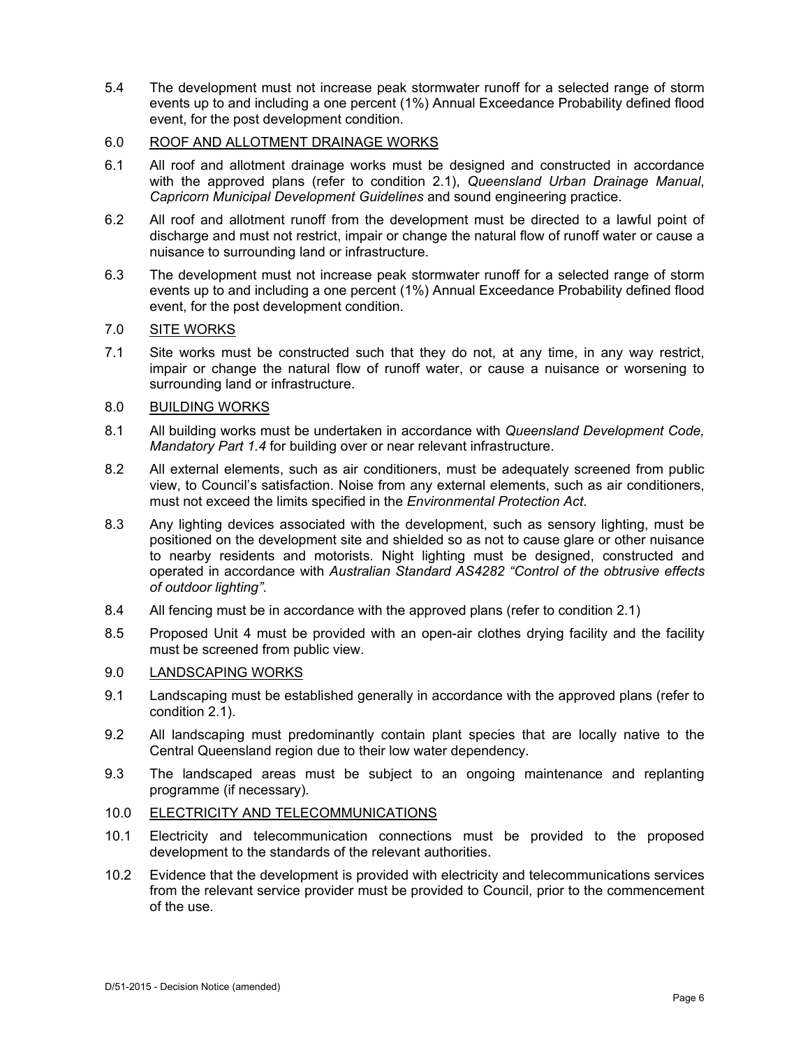5.4 The development must not increase peak stormwater runoff for a selected range of storm events up to and including a one percent (1%) Annual Exceedance Probability defined flood event, for the post development condition.

## 6.0 ROOF AND ALLOTMENT DRAINAGE WORKS

6.1 All roof and allotment drainage works must be designed and constructed in accordance with the approved plans (refer to condition 2.1), *Queensland Urban Drainage Manual*, *Capricorn Municipal Development Guidelines* and sound engineering practice.

6.2 All roof and allotment runoff from the development must be directed to a lawful point of discharge and must not restrict, impair or change the natural flow of runoff water or cause a nuisance to surrounding land or infrastructure.

6.3 The development must not increase peak stormwater runoff for a selected range of storm events up to and including a one percent (1%) Annual Exceedance Probability defined flood event, for the post development condition.

## 7.0 SITE WORKS

7.1 Site works must be constructed such that they do not, at any time, in any way restrict, impair or change the natural flow of runoff water, or cause a nuisance or worsening to surrounding land or infrastructure.

## 8.0 BUILDING WORKS

8.1 All building works must be undertaken in accordance with *Queensland Development Code, Mandatory Part 1.4* for building over or near relevant infrastructure.

8.2 All external elements, such as air conditioners, must be adequately screened from public view, to Council's satisfaction. Noise from any external elements, such as air conditioners, must not exceed the limits specified in the *Environmental Protection Act*.

8.3 Any lighting devices associated with the development, such as sensory lighting, must be positioned on the development site and shielded so as not to cause glare or other nuisance to nearby residents and motorists. Night lighting must be designed, constructed and operated in accordance with *Australian Standard AS4282 "Control of the obtrusive effects of outdoor lighting"*.

8.4 All fencing must be in accordance with the approved plans (refer to condition 2.1)

8.5 Proposed Unit 4 must be provided with an open-air clothes drying facility and the facility must be screened from public view.

## 9.0 LANDSCAPING WORKS

9.1 Landscaping must be established generally in accordance with the approved plans (refer to condition 2.1).

9.2 All landscaping must predominantly contain plant species that are locally native to the Central Queensland region due to their low water dependency.

9.3 The landscaped areas must be subject to an ongoing maintenance and replanting programme (if necessary).

## 10.0 ELECTRICITY AND TELECOMMUNICATIONS

10.1 Electricity and telecommunication connections must be provided to the proposed development to the standards of the relevant authorities.

10.2 Evidence that the development is provided with electricity and telecommunications services from the relevant service provider must be provided to Council, prior to the commencement of the use.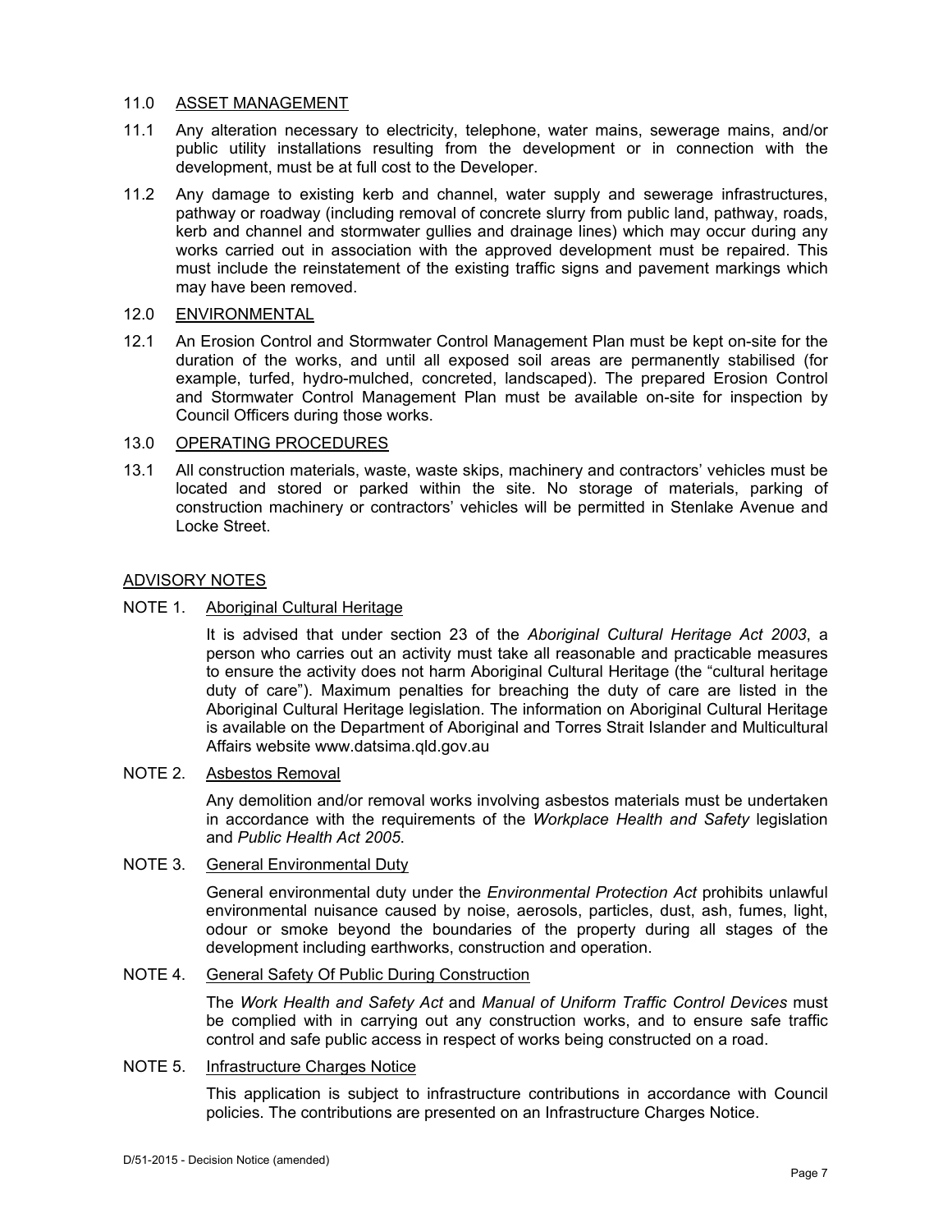## 11.0 ASSET MANAGEMENT

11.1 Any alteration necessary to electricity, telephone, water mains, sewerage mains, and/or public utility installations resulting from the development or in connection with the development, must be at full cost to the Developer.

11.2 Any damage to existing kerb and channel, water supply and sewerage infrastructures, pathway or roadway (including removal of concrete slurry from public land, pathway, roads, kerb and channel and stormwater gullies and drainage lines) which may occur during any works carried out in association with the approved development must be repaired. This must include the reinstatement of the existing traffic signs and pavement markings which may have been removed.

## 12.0 ENVIRONMENTAL

12.1 An Erosion Control and Stormwater Control Management Plan must be kept on-site for the duration of the works, and until all exposed soil areas are permanently stabilised (for example, turfed, hydro-mulched, concreted, landscaped). The prepared Erosion Control and Stormwater Control Management Plan must be available on-site for inspection by Council Officers during those works.

## 13.0 OPERATING PROCEDURES

13.1 All construction materials, waste, waste skips, machinery and contractors' vehicles must be located and stored or parked within the site. No storage of materials, parking of construction machinery or contractors' vehicles will be permitted in Stenlake Avenue and Locke Street.

## ADVISORY NOTES

### NOTE 1. Aboriginal Cultural Heritage

It is advised that under section 23 of the *Aboriginal Cultural Heritage Act 2003*, a person who carries out an activity must take all reasonable and practicable measures to ensure the activity does not harm Aboriginal Cultural Heritage (the "cultural heritage duty of care"). Maximum penalties for breaching the duty of care are listed in the Aboriginal Cultural Heritage legislation. The information on Aboriginal Cultural Heritage is available on the Department of Aboriginal and Torres Strait Islander and Multicultural Affairs website www.datsima.qld.gov.au

### NOTE 2. Asbestos Removal

Any demolition and/or removal works involving asbestos materials must be undertaken in accordance with the requirements of the *Workplace Health and Safety* legislation and *Public Health Act 2005*.

### NOTE 3. General Environmental Duty

General environmental duty under the *Environmental Protection Act* prohibits unlawful environmental nuisance caused by noise, aerosols, particles, dust, ash, fumes, light, odour or smoke beyond the boundaries of the property during all stages of the development including earthworks, construction and operation.

### NOTE 4. General Safety Of Public During Construction

The *Work Health and Safety Act* and *Manual of Uniform Traffic Control Devices* must be complied with in carrying out any construction works, and to ensure safe traffic control and safe public access in respect of works being constructed on a road.

### NOTE 5. Infrastructure Charges Notice

This application is subject to infrastructure contributions in accordance with Council policies. The contributions are presented on an Infrastructure Charges Notice.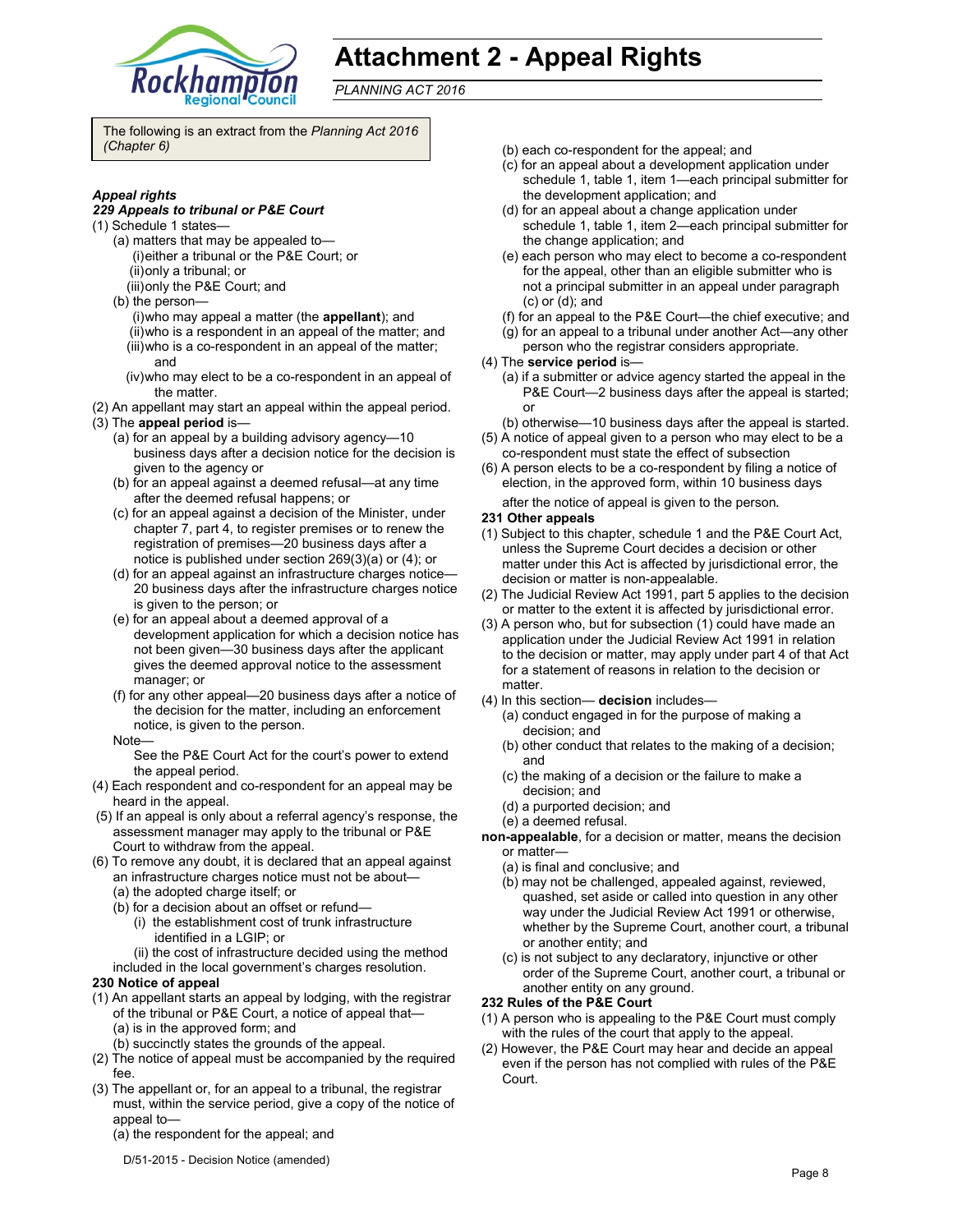# Attachment 2 - Appeal Rights

*PLANNING ACT 2016*

The following is an extract from the *Planning Act 2016 (Chapter 6)*

***Appeal rights***

***229 Appeals to tribunal or P&E Court***

(1) Schedule 1 states—

- (a) matters that may be appealed to—
  - (i) either a tribunal or the P&E Court; or
  - (ii) only a tribunal; or
  - (iii) only the P&E Court; and
- (b) the person—
  - (i) who may appeal a matter (the **appellant**); and
  - (ii) who is a respondent in an appeal of the matter; and
  - (iii) who is a co-respondent in an appeal of the matter; and
  - (iv) who may elect to be a co-respondent in an appeal of the matter.

(2) An appellant may start an appeal within the appeal period.

(3) The **appeal period** is—

- (a) for an appeal by a building advisory agency—10 business days after a decision notice for the decision is given to the agency or
- (b) for an appeal against a deemed refusal—at any time after the deemed refusal happens; or
- (c) for an appeal against a decision of the Minister, under chapter 7, part 4, to register premises or to renew the registration of premises—20 business days after a notice is published under section 269(3)(a) or (4); or
- (d) for an appeal against an infrastructure charges notice—20 business days after the infrastructure charges notice is given to the person; or
- (e) for an appeal about a deemed approval of a development application for which a decision notice has not been given—30 business days after the applicant gives the deemed approval notice to the assessment manager; or
- (f) for any other appeal—20 business days after a notice of the decision for the matter, including an enforcement notice, is given to the person.

Note—

See the P&E Court Act for the court's power to extend the appeal period.

(4) Each respondent and co-respondent for an appeal may be heard in the appeal.

(5) If an appeal is only about a referral agency's response, the assessment manager may apply to the tribunal or P&E Court to withdraw from the appeal.

(6) To remove any doubt, it is declared that an appeal against an infrastructure charges notice must not be about—

- (a) the adopted charge itself; or
- (b) for a decision about an offset or refund—
  - (i) the establishment cost of trunk infrastructure identified in a LGIP; or
  - (ii) the cost of infrastructure decided using the method included in the local government's charges resolution.

**230 Notice of appeal**

(1) An appellant starts an appeal by lodging, with the registrar of the tribunal or P&E Court, a notice of appeal that—

- (a) is in the approved form; and
- (b) succinctly states the grounds of the appeal.

(2) The notice of appeal must be accompanied by the required fee.

(3) The appellant or, for an appeal to a tribunal, the registrar must, within the service period, give a copy of the notice of appeal to—

- (a) the respondent for the appeal; and
- (b) each co-respondent for the appeal; and
- (c) for an appeal about a development application under schedule 1, table 1, item 1—each principal submitter for the development application; and
- (d) for an appeal about a change application under schedule 1, table 1, item 2—each principal submitter for the change application; and
- (e) each person who may elect to become a co-respondent for the appeal, other than an eligible submitter who is not a principal submitter in an appeal under paragraph (c) or (d); and
- (f) for an appeal to the P&E Court—the chief executive; and
- (g) for an appeal to a tribunal under another Act—any other person who the registrar considers appropriate.

(4) The **service period** is—

- (a) if a submitter or advice agency started the appeal in the P&E Court—2 business days after the appeal is started; or
- (b) otherwise—10 business days after the appeal is started.

(5) A notice of appeal given to a person who may elect to be a co-respondent must state the effect of subsection

(6) A person elects to be a co-respondent by filing a notice of election, in the approved form, within 10 business days after the notice of appeal is given to the person.

**231 Other appeals**

(1) Subject to this chapter, schedule 1 and the P&E Court Act, unless the Supreme Court decides a decision or other matter under this Act is affected by jurisdictional error, the decision or matter is non-appealable.

(2) The Judicial Review Act 1991, part 5 applies to the decision or matter to the extent it is affected by jurisdictional error.

(3) A person who, but for subsection (1) could have made an application under the Judicial Review Act 1991 in relation to the decision or matter, may apply under part 4 of that Act for a statement of reasons in relation to the decision or matter.

(4) In this section— **decision** includes—

- (a) conduct engaged in for the purpose of making a decision; and
- (b) other conduct that relates to the making of a decision; and
- (c) the making of a decision or the failure to make a decision; and
- (d) a purported decision; and
- (e) a deemed refusal.

**non-appealable**, for a decision or matter, means the decision or matter—

- (a) is final and conclusive; and
- (b) may not be challenged, appealed against, reviewed, quashed, set aside or called into question in any other way under the Judicial Review Act 1991 or otherwise, whether by the Supreme Court, another court, a tribunal or another entity; and
- (c) is not subject to any declaratory, injunctive or other order of the Supreme Court, another court, a tribunal or another entity on any ground.

**232 Rules of the P&E Court**

(1) A person who is appealing to the P&E Court must comply with the rules of the court that apply to the appeal.

(2) However, the P&E Court may hear and decide an appeal even if the person has not complied with rules of the P&E Court.

D/51-2015 - Decision Notice (amended)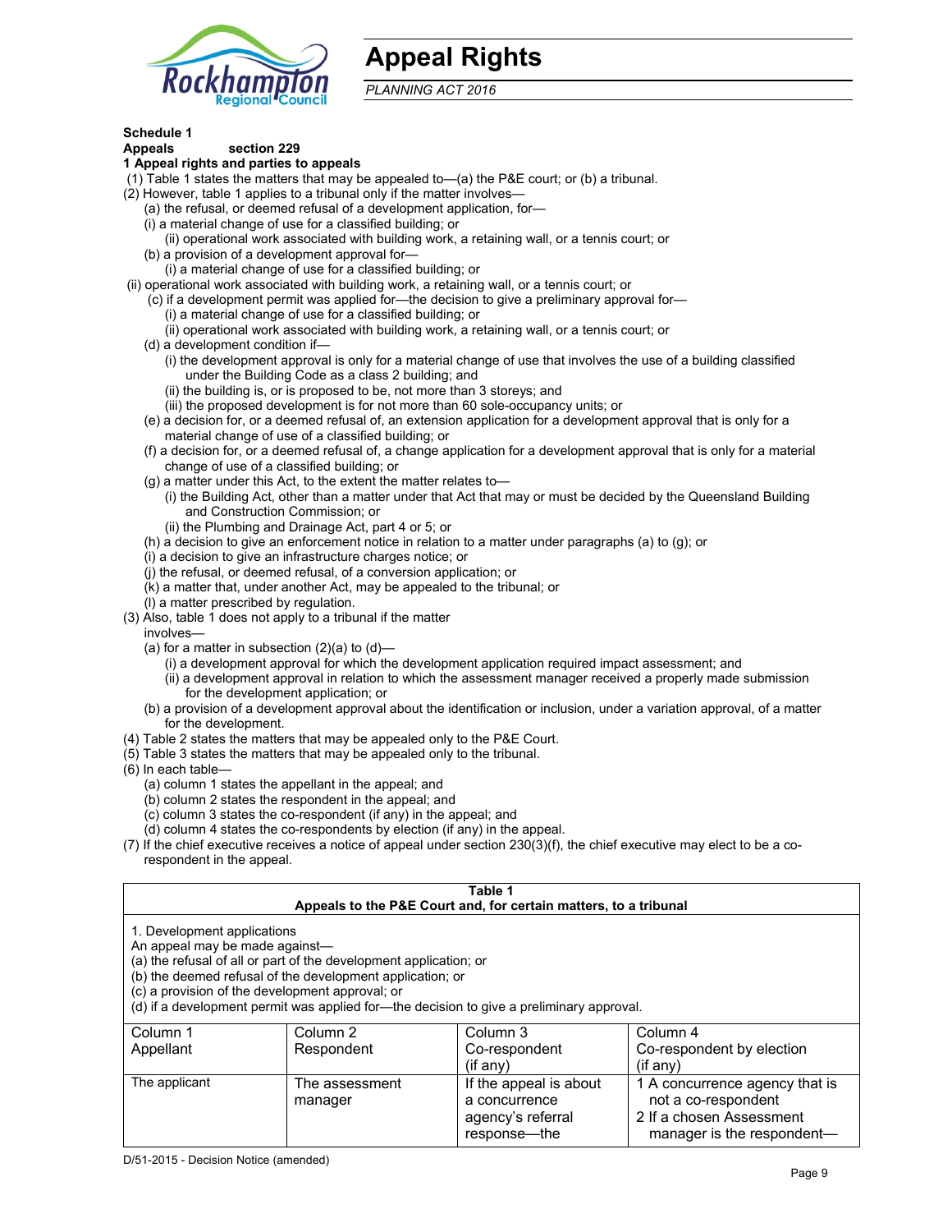# Appeal Rights

*PLANNING ACT 2016*

**Schedule 1**

**Appeals section 229**

**1 Appeal rights and parties to appeals**

(1) Table 1 states the matters that may be appealed to—(a) the P&E court; or (b) a tribunal.

(2) However, table 1 applies to a tribunal only if the matter involves—

(a) the refusal, or deemed refusal of a development application, for—

(i) a material change of use for a classified building; or

(ii) operational work associated with building work, a retaining wall, or a tennis court; or

(b) a provision of a development approval for—

(i) a material change of use for a classified building; or

(ii) operational work associated with building work, a retaining wall, or a tennis court; or

(c) if a development permit was applied for—the decision to give a preliminary approval for—

(i) a material change of use for a classified building; or

(ii) operational work associated with building work, a retaining wall, or a tennis court; or

(d) a development condition if—

(i) the development approval is only for a material change of use that involves the use of a building classified under the Building Code as a class 2 building; and

(ii) the building is, or is proposed to be, not more than 3 storeys; and

(iii) the proposed development is for not more than 60 sole-occupancy units; or

(e) a decision for, or a deemed refusal of, an extension application for a development approval that is only for a material change of use of a classified building; or

(f) a decision for, or a deemed refusal of, a change application for a development approval that is only for a material change of use of a classified building; or

(g) a matter under this Act, to the extent the matter relates to—

(i) the Building Act, other than a matter under that Act that may or must be decided by the Queensland Building and Construction Commission; or

(ii) the Plumbing and Drainage Act, part 4 or 5; or

(h) a decision to give an enforcement notice in relation to a matter under paragraphs (a) to (g); or

(i) a decision to give an infrastructure charges notice; or

(j) the refusal, or deemed refusal, of a conversion application; or

(k) a matter that, under another Act, may be appealed to the tribunal; or

(l) a matter prescribed by regulation.

(3) Also, table 1 does not apply to a tribunal if the matter involves—

(a) for a matter in subsection (2)(a) to (d)—

(i) a development approval for which the development application required impact assessment; and

(ii) a development approval in relation to which the assessment manager received a properly made submission for the development application; or

(b) a provision of a development approval about the identification or inclusion, under a variation approval, of a matter for the development.

(4) Table 2 states the matters that may be appealed only to the P&E Court.

(5) Table 3 states the matters that may be appealed only to the tribunal.

(6) In each table—

(a) column 1 states the appellant in the appeal; and

(b) column 2 states the respondent in the appeal; and

(c) column 3 states the co-respondent (if any) in the appeal; and

(d) column 4 states the co-respondents by election (if any) in the appeal.

(7) If the chief executive receives a notice of appeal under section 230(3)(f), the chief executive may elect to be a co-respondent in the appeal.

**Table 1**
**Appeals to the P&E Court and, for certain matters, to a tribunal**

1. Development applications

An appeal may be made against—

(a) the refusal of all or part of the development application; or

(b) the deemed refusal of the development application; or

(c) a provision of the development approval; or

(d) if a development permit was applied for—the decision to give a preliminary approval.

| Column 1<br>Appellant | Column 2<br>Respondent | Column 3<br>Co-respondent<br>(if any) | Column 4<br>Co-respondent by election<br>(if any) |
|---|---|---|---|
| The applicant | The assessment manager | If the appeal is about a concurrence agency's referral response—the | 1 A concurrence agency that is not a co-respondent<br>2 If a chosen Assessment manager is the respondent— |

D/51-2015 - Decision Notice (amended)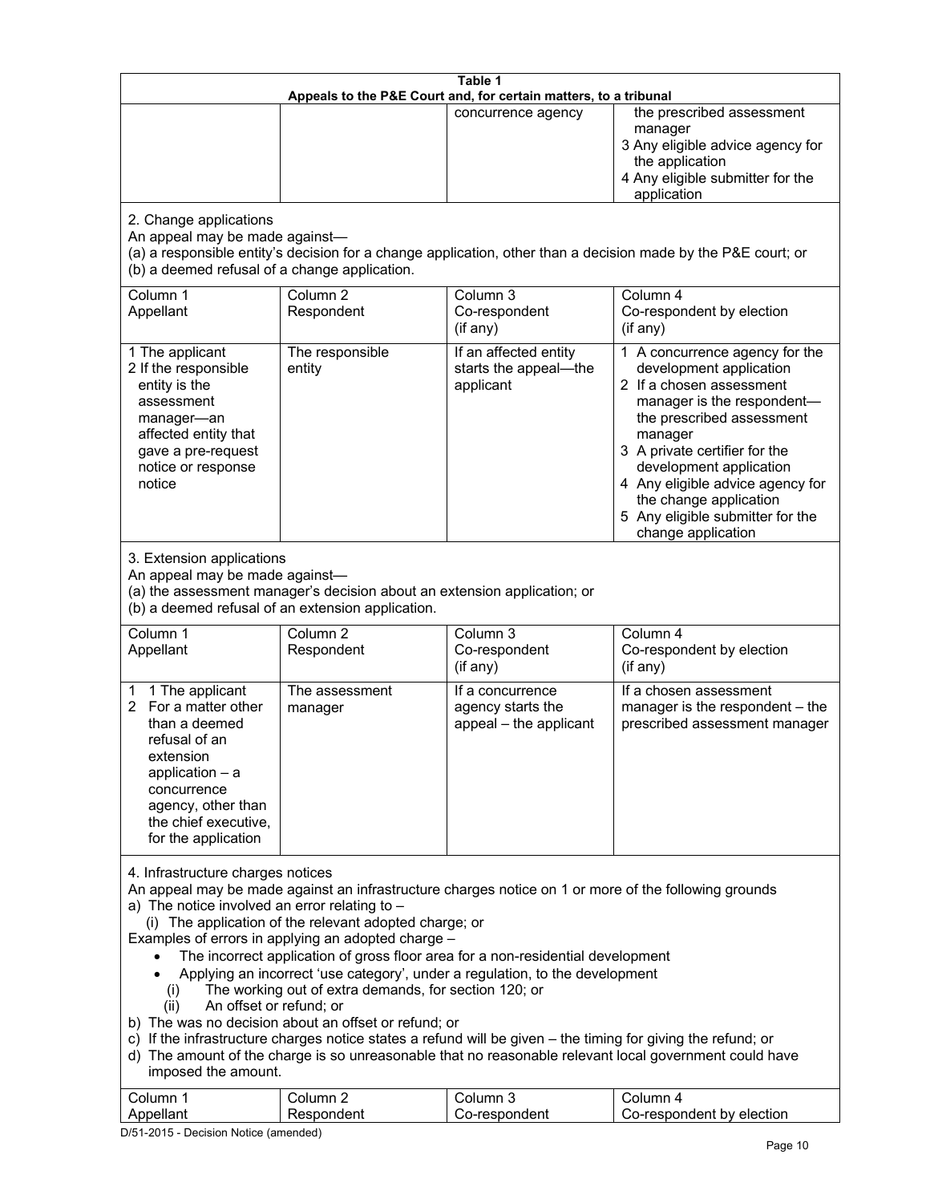**Table 1**
**Appeals to the P&E Court and, for certain matters, to a tribunal**

| | | | |
|---|---|---|---|
| | | concurrence agency | the prescribed assessment manager<br>3 Any eligible advice agency for the application<br>4 Any eligible submitter for the application |

2. Change applications
An appeal may be made against—
(a) a responsible entity's decision for a change application, other than a decision made by the P&E court; or
(b) a deemed refusal of a change application.

| Column 1<br>Appellant | Column 2<br>Respondent | Column 3<br>Co-respondent<br>(if any) | Column 4<br>Co-respondent by election<br>(if any) |
|---|---|---|---|
| 1 The applicant<br>2 If the responsible entity is the assessment manager—an affected entity that gave a pre-request notice or response notice | The responsible entity | If an affected entity starts the appeal—the applicant | 1 A concurrence agency for the development application<br>2 If a chosen assessment manager is the respondent—the prescribed assessment manager<br>3 A private certifier for the development application<br>4 Any eligible advice agency for the change application<br>5 Any eligible submitter for the change application |

3. Extension applications
An appeal may be made against—
(a) the assessment manager's decision about an extension application; or
(b) a deemed refusal of an extension application.

| Column 1<br>Appellant | Column 2<br>Respondent | Column 3<br>Co-respondent<br>(if any) | Column 4<br>Co-respondent by election<br>(if any) |
|---|---|---|---|
| 1 1 The applicant<br>2 For a matter other than a deemed refusal of an extension application – a concurrence agency, other than the chief executive, for the application | The assessment manager | If a concurrence agency starts the appeal – the applicant | If a chosen assessment manager is the respondent – the prescribed assessment manager |

4. Infrastructure charges notices
An appeal may be made against an infrastructure charges notice on 1 or more of the following grounds
a) The notice involved an error relating to –
(i) The application of the relevant adopted charge; or
Examples of errors in applying an adopted charge –
- The incorrect application of gross floor area for a non-residential development
- Applying an incorrect 'use category', under a regulation, to the development

(i) The working out of extra demands, for section 120; or
(ii) An offset or refund; or

b) The was no decision about an offset or refund; or
c) If the infrastructure charges notice states a refund will be given – the timing for giving the refund; or
d) The amount of the charge is so unreasonable that no reasonable relevant local government could have imposed the amount.

| Column 1<br>Appellant | Column 2<br>Respondent | Column 3<br>Co-respondent | Column 4<br>Co-respondent by election |
|---|---|---|---|

D/51-2015 - Decision Notice (amended)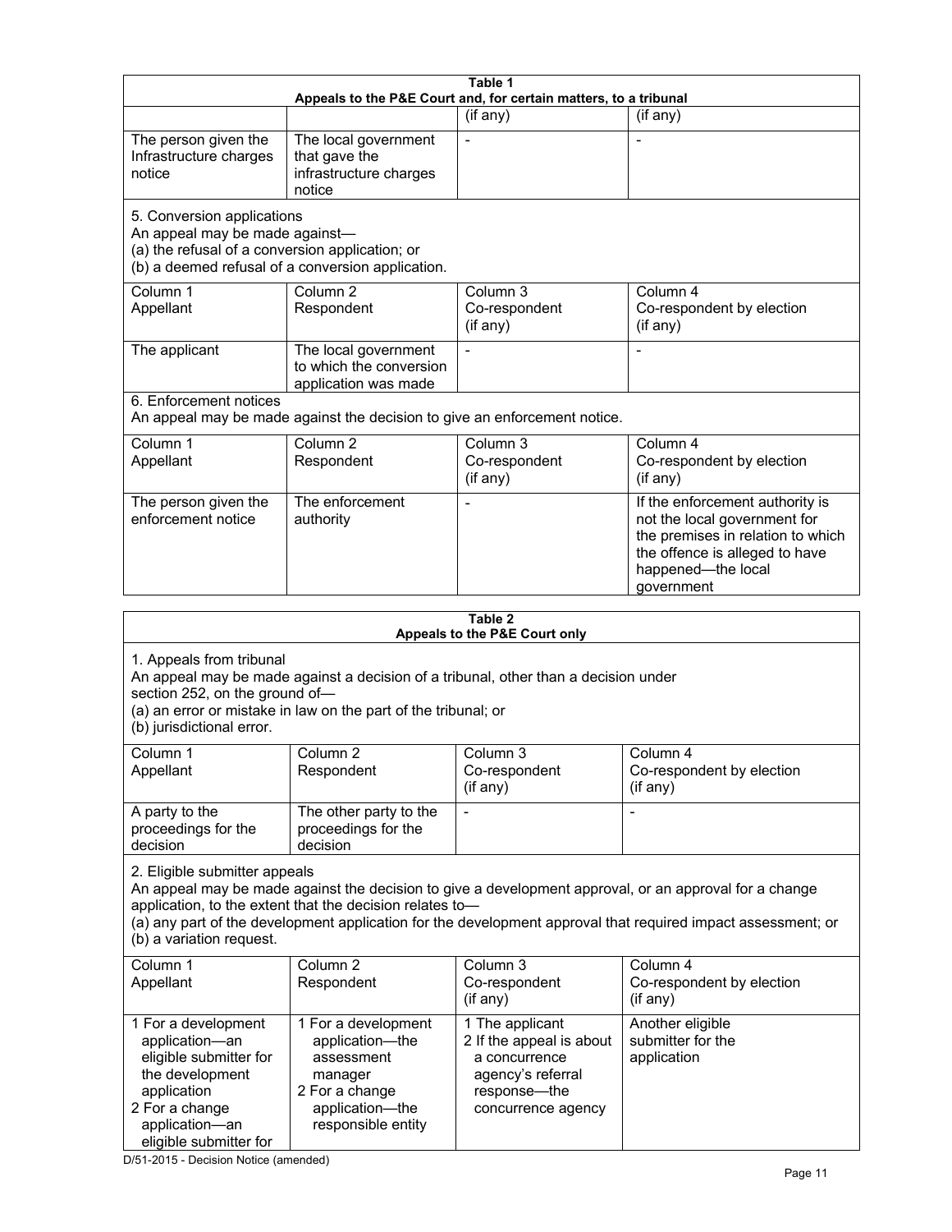**Table 1**
**Appeals to the P&E Court and, for certain matters, to a tribunal**

| | | (if any) | (if any) |
|---|---|---|---|
| The person given the Infrastructure charges notice | The local government that gave the infrastructure charges notice | - | - |

5. Conversion applications
An appeal may be made against—
(a) the refusal of a conversion application; or
(b) a deemed refusal of a conversion application.

| Column 1<br>Appellant | Column 2<br>Respondent | Column 3<br>Co-respondent<br>(if any) | Column 4<br>Co-respondent by election<br>(if any) |
|---|---|---|---|
| The applicant | The local government to which the conversion application was made | - | - |

6. Enforcement notices
An appeal may be made against the decision to give an enforcement notice.

| Column 1<br>Appellant | Column 2<br>Respondent | Column 3<br>Co-respondent<br>(if any) | Column 4<br>Co-respondent by election<br>(if any) |
|---|---|---|---|
| The person given the enforcement notice | The enforcement authority | - | If the enforcement authority is not the local government for the premises in relation to which the offence is alleged to have happened—the local government |

**Table 2**
**Appeals to the P&E Court only**

1. Appeals from tribunal
An appeal may be made against a decision of a tribunal, other than a decision under section 252, on the ground of—
(a) an error or mistake in law on the part of the tribunal; or
(b) jurisdictional error.

| Column 1<br>Appellant | Column 2<br>Respondent | Column 3<br>Co-respondent<br>(if any) | Column 4<br>Co-respondent by election<br>(if any) |
|---|---|---|---|
| A party to the proceedings for the decision | The other party to the proceedings for the decision | - | - |

2. Eligible submitter appeals
An appeal may be made against the decision to give a development approval, or an approval for a change application, to the extent that the decision relates to—
(a) any part of the development application for the development approval that required impact assessment; or
(b) a variation request.

| Column 1<br>Appellant | Column 2<br>Respondent | Column 3<br>Co-respondent<br>(if any) | Column 4<br>Co-respondent by election<br>(if any) |
|---|---|---|---|
| 1 For a development application—an eligible submitter for the development application<br>2 For a change application—an eligible submitter for | 1 For a development application—the assessment manager<br>2 For a change application—the responsible entity | 1 The applicant<br>2 If the appeal is about a concurrence agency's referral response—the concurrence agency | Another eligible submitter for the application |

D/51-2015 - Decision Notice (amended)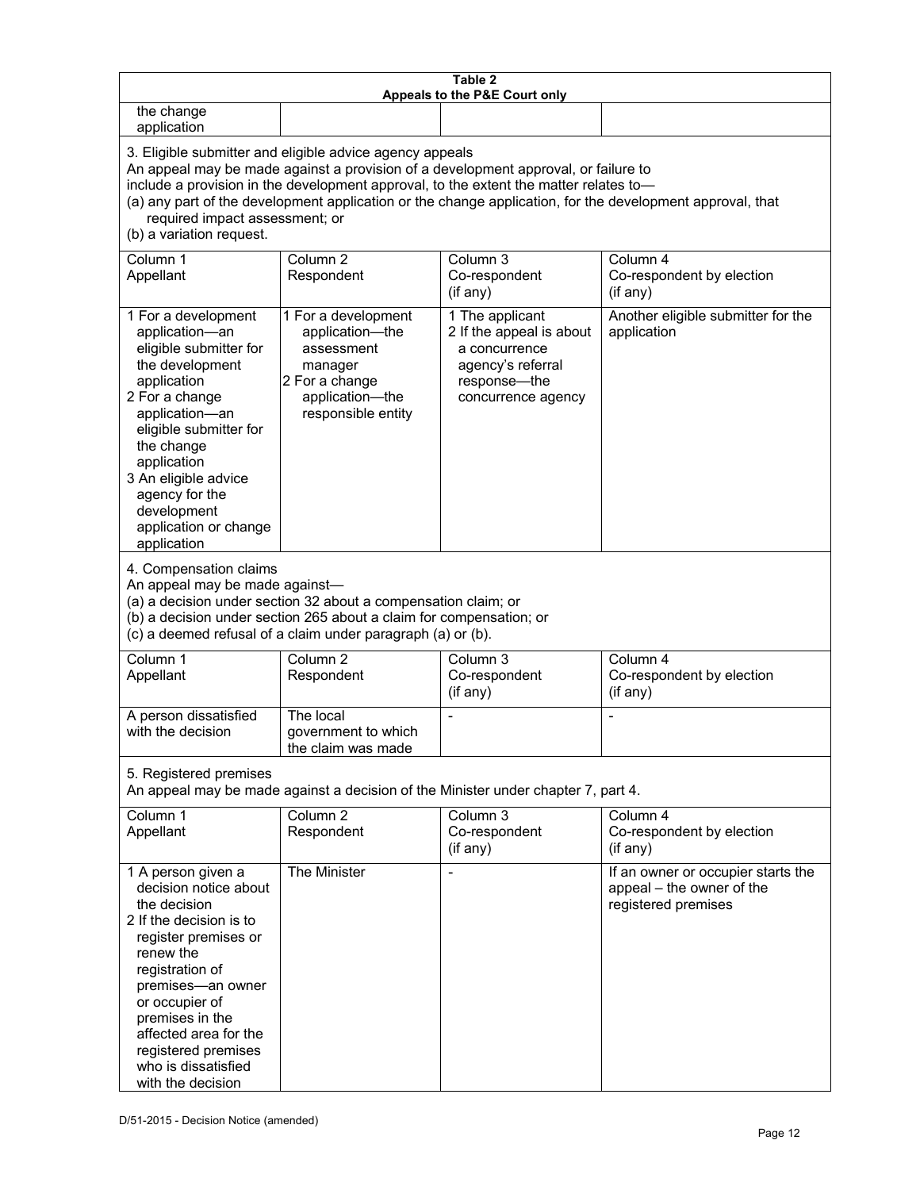| **Table 2**<br>**Appeals to the P&E Court only** | | | |
|---|---|---|---|
| the change application | | | |
| 3. Eligible submitter and eligible advice agency appeals<br>An appeal may be made against a provision of a development approval, or failure to include a provision in the development approval, to the extent the matter relates to—<br>(a) any part of the development application or the change application, for the development approval, that required impact assessment; or<br>(b) a variation request. | | | |
| Column 1<br>Appellant | Column 2<br>Respondent | Column 3<br>Co-respondent<br>(if any) | Column 4<br>Co-respondent by election<br>(if any) |
| 1 For a development application—an eligible submitter for the development application<br>2 For a change application—an eligible submitter for the change application<br>3 An eligible advice agency for the development application or change application | 1 For a development application—the assessment manager<br>2 For a change application—the responsible entity | 1 The applicant<br>2 If the appeal is about a concurrence agency's referral response—the concurrence agency | Another eligible submitter for the application |
| 4. Compensation claims<br>An appeal may be made against—<br>(a) a decision under section 32 about a compensation claim; or<br>(b) a decision under section 265 about a claim for compensation; or<br>(c) a deemed refusal of a claim under paragraph (a) or (b). | | | |
| Column 1<br>Appellant | Column 2<br>Respondent | Column 3<br>Co-respondent<br>(if any) | Column 4<br>Co-respondent by election<br>(if any) |
| A person dissatisfied with the decision | The local government to which the claim was made | - | - |
| 5. Registered premises<br>An appeal may be made against a decision of the Minister under chapter 7, part 4. | | | |
| Column 1<br>Appellant | Column 2<br>Respondent | Column 3<br>Co-respondent<br>(if any) | Column 4<br>Co-respondent by election<br>(if any) |
| 1 A person given a decision notice about the decision<br>2 If the decision is to register premises or renew the registration of premises—an owner or occupier of premises in the affected area for the registered premises who is dissatisfied with the decision | The Minister | - | If an owner or occupier starts the appeal – the owner of the registered premises |

D/51-2015 - Decision Notice (amended)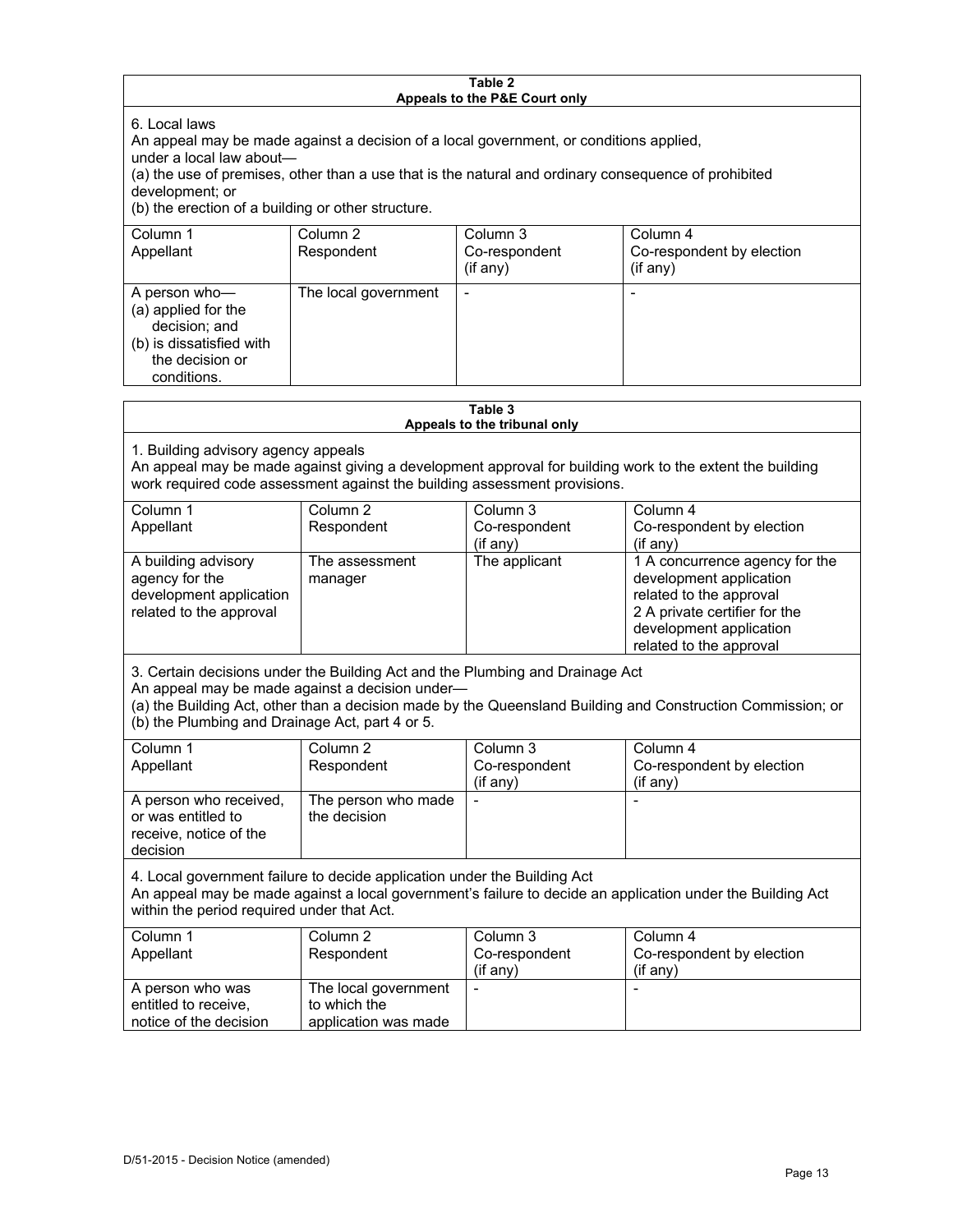**Table 2**
**Appeals to the P&E Court only**

6. Local laws
An appeal may be made against a decision of a local government, or conditions applied, under a local law about—
(a) the use of premises, other than a use that is the natural and ordinary consequence of prohibited development; or
(b) the erection of a building or other structure.

| Column 1 Appellant | Column 2 Respondent | Column 3 Co-respondent (if any) | Column 4 Co-respondent by election (if any) |
|---|---|---|---|
| A person who— (a) applied for the decision; and (b) is dissatisfied with the decision or conditions. | The local government | - | - |

**Table 3**
**Appeals to the tribunal only**

1. Building advisory agency appeals
An appeal may be made against giving a development approval for building work to the extent the building work required code assessment against the building assessment provisions.

| Column 1 Appellant | Column 2 Respondent | Column 3 Co-respondent (if any) | Column 4 Co-respondent by election (if any) |
|---|---|---|---|
| A building advisory agency for the development application related to the approval | The assessment manager | The applicant | 1 A concurrence agency for the development application related to the approval 2 A private certifier for the development application related to the approval |

3. Certain decisions under the Building Act and the Plumbing and Drainage Act
An appeal may be made against a decision under—
(a) the Building Act, other than a decision made by the Queensland Building and Construction Commission; or
(b) the Plumbing and Drainage Act, part 4 or 5.

| Column 1 Appellant | Column 2 Respondent | Column 3 Co-respondent (if any) | Column 4 Co-respondent by election (if any) |
|---|---|---|---|
| A person who received, or was entitled to receive, notice of the decision | The person who made the decision | - | - |

4. Local government failure to decide application under the Building Act
An appeal may be made against a local government's failure to decide an application under the Building Act within the period required under that Act.

| Column 1 Appellant | Column 2 Respondent | Column 3 Co-respondent (if any) | Column 4 Co-respondent by election (if any) |
|---|---|---|---|
| A person who was entitled to receive, notice of the decision | The local government to which the application was made | - | - |

D/51-2015 - Decision Notice (amended)